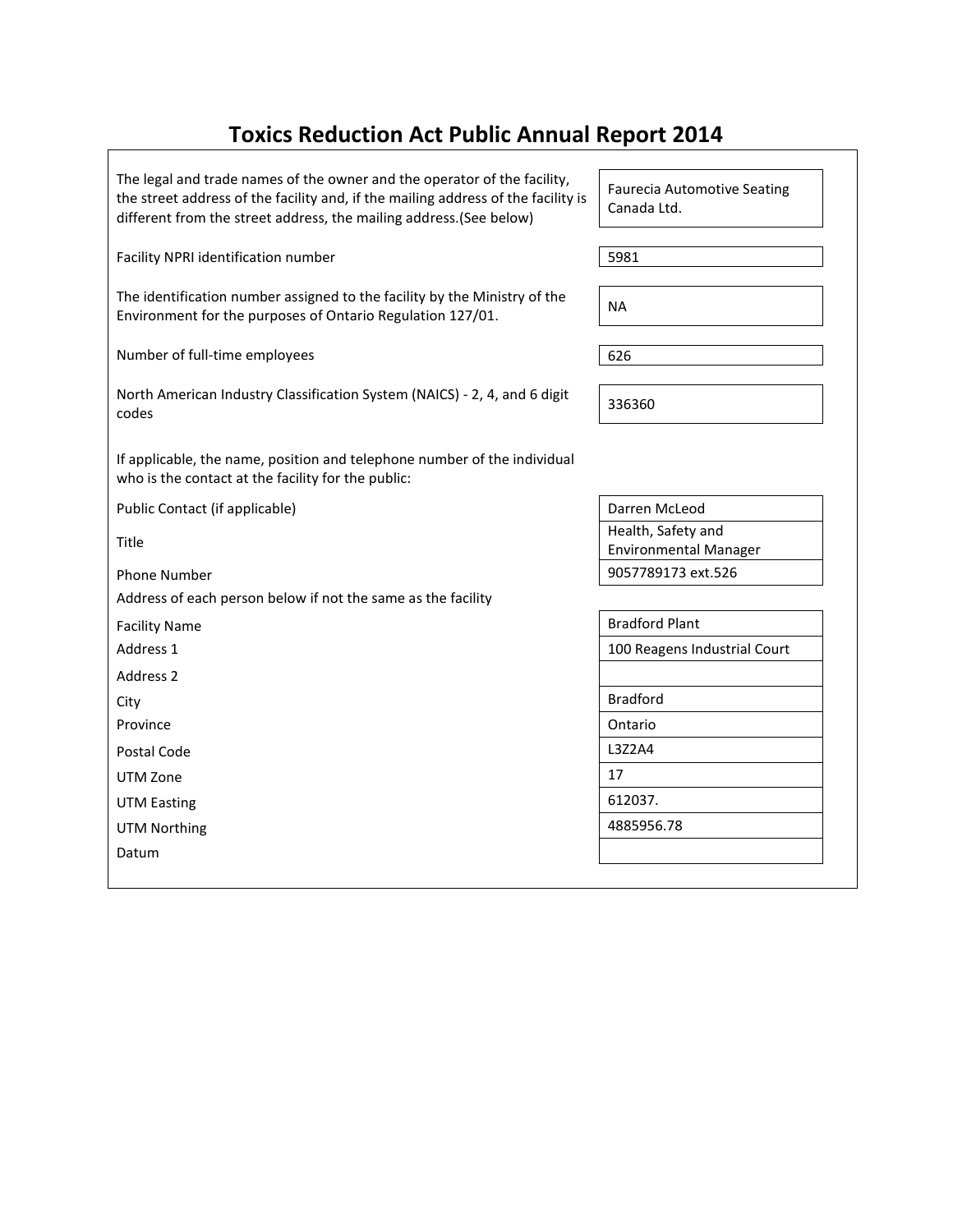# Toxics Reduction Act Public Annual Report 2014

| | |
|---|---|
| The legal and trade names of the owner and the operator of the facility, the street address of the facility and, if the mailing address of the facility is different from the street address, the mailing address.(See below) | Faurecia Automotive Seating Canada Ltd. |
| Facility NPRI identification number | 5981 |
| The identification number assigned to the facility by the Ministry of the Environment for the purposes of Ontario Regulation 127/01. | NA |
| Number of full-time employees | 626 |
| North American Industry Classification System (NAICS) - 2, 4, and 6 digit codes | 336360 |

If applicable, the name, position and telephone number of the individual who is the contact at the facility for the public:

| | |
|---|---|
| Public Contact (if applicable) | Darren McLeod |
| Title | Health, Safety and Environmental Manager |
| Phone Number | 9057789173 ext.526 |

Address of each person below if not the same as the facility

| | |
|---|---|
| Facility Name | Bradford Plant |
| Address 1 | 100 Reagens Industrial Court |
| Address 2 | |
| City | Bradford |
| Province | Ontario |
| Postal Code | L3Z2A4 |
| UTM Zone | 17 |
| UTM Easting | 612037. |
| UTM Northing | 4885956.78 |
| Datum | |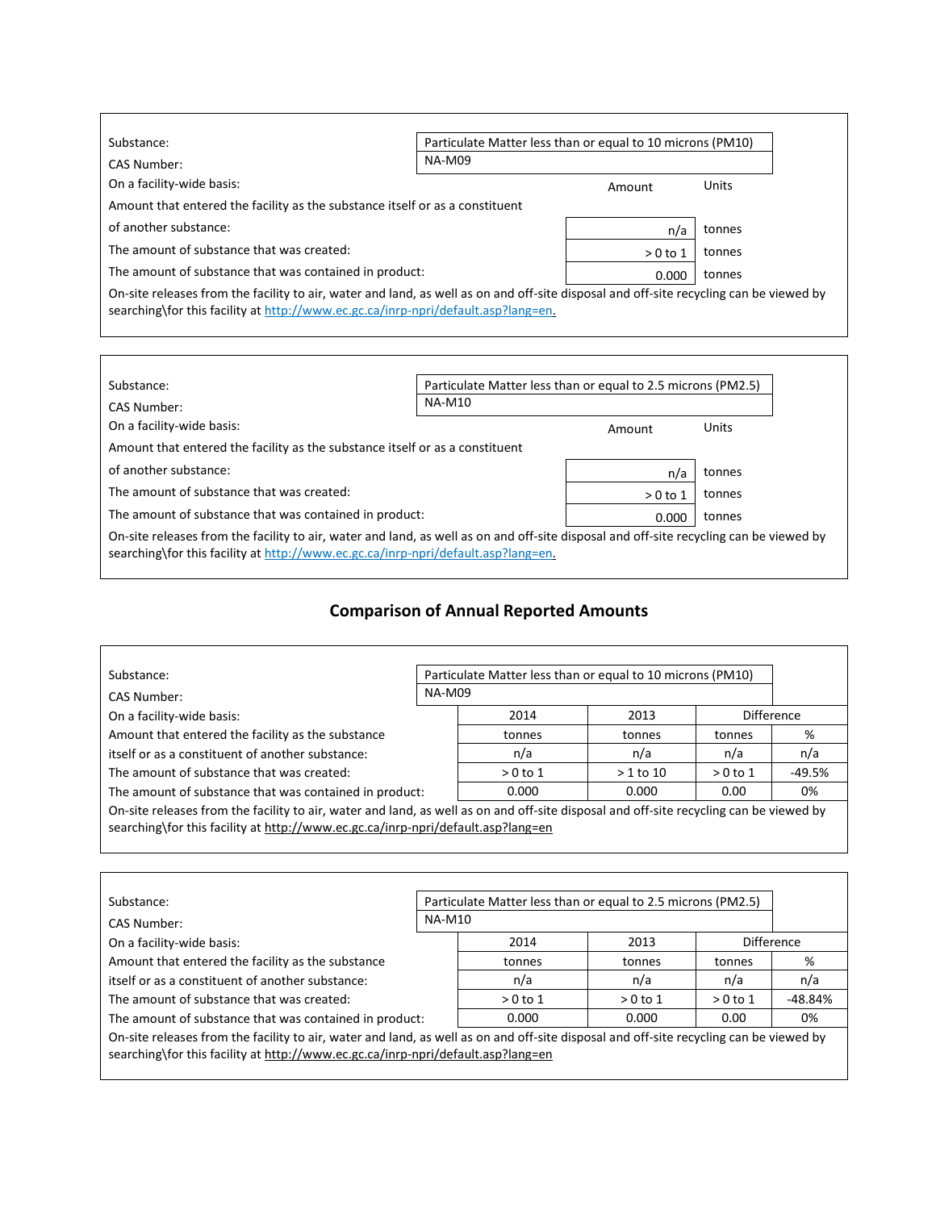| | | |
|---|---|---|
| Substance: | Particulate Matter less than or equal to 10 microns (PM10) | |
| CAS Number: | NA-M09 | |
| On a facility-wide basis: | Amount | Units |
| Amount that entered the facility as the substance itself or as a constituent of another substance: | n/a | tonnes |
| The amount of substance that was created: | > 0 to 1 | tonnes |
| The amount of substance that was contained in product: | 0.000 | tonnes |

On-site releases from the facility to air, water and land, as well as on and off-site disposal and off-site recycling can be viewed by searching\for this facility at http://www.ec.gc.ca/inrp-npri/default.asp?lang=en.

| | | |
|---|---|---|
| Substance: | Particulate Matter less than or equal to 2.5 microns (PM2.5) | |
| CAS Number: | NA-M10 | |
| On a facility-wide basis: | Amount | Units |
| Amount that entered the facility as the substance itself or as a constituent of another substance: | n/a | tonnes |
| The amount of substance that was created: | > 0 to 1 | tonnes |
| The amount of substance that was contained in product: | 0.000 | tonnes |

On-site releases from the facility to air, water and land, as well as on and off-site disposal and off-site recycling can be viewed by searching\for this facility at http://www.ec.gc.ca/inrp-npri/default.asp?lang=en.

## Comparison of Annual Reported Amounts

| Substance: | Particulate Matter less than or equal to 10 microns (PM10) | | | |
|---|---|---|---|---|
| CAS Number: | NA-M09 | | | |
| On a facility-wide basis: | 2014 | 2013 | Difference | |
| | tonnes | tonnes | tonnes | % |
| Amount that entered the facility as the substance itself or as a constituent of another substance: | n/a | n/a | n/a | n/a |
| The amount of substance that was created: | > 0 to 1 | > 1 to 10 | > 0 to 1 | -49.5% |
| The amount of substance that was contained in product: | 0.000 | 0.000 | 0.00 | 0% |

On-site releases from the facility to air, water and land, as well as on and off-site disposal and off-site recycling can be viewed by searching\for this facility at http://www.ec.gc.ca/inrp-npri/default.asp?lang=en

| Substance: | Particulate Matter less than or equal to 2.5 microns (PM2.5) | | | |
|---|---|---|---|---|
| CAS Number: | NA-M10 | | | |
| On a facility-wide basis: | 2014 | 2013 | Difference | |
| | tonnes | tonnes | tonnes | % |
| Amount that entered the facility as the substance itself or as a constituent of another substance: | n/a | n/a | n/a | n/a |
| The amount of substance that was created: | > 0 to 1 | > 0 to 1 | > 0 to 1 | -48.84% |
| The amount of substance that was contained in product: | 0.000 | 0.000 | 0.00 | 0% |

On-site releases from the facility to air, water and land, as well as on and off-site disposal and off-site recycling can be viewed by searching\for this facility at http://www.ec.gc.ca/inrp-npri/default.asp?lang=en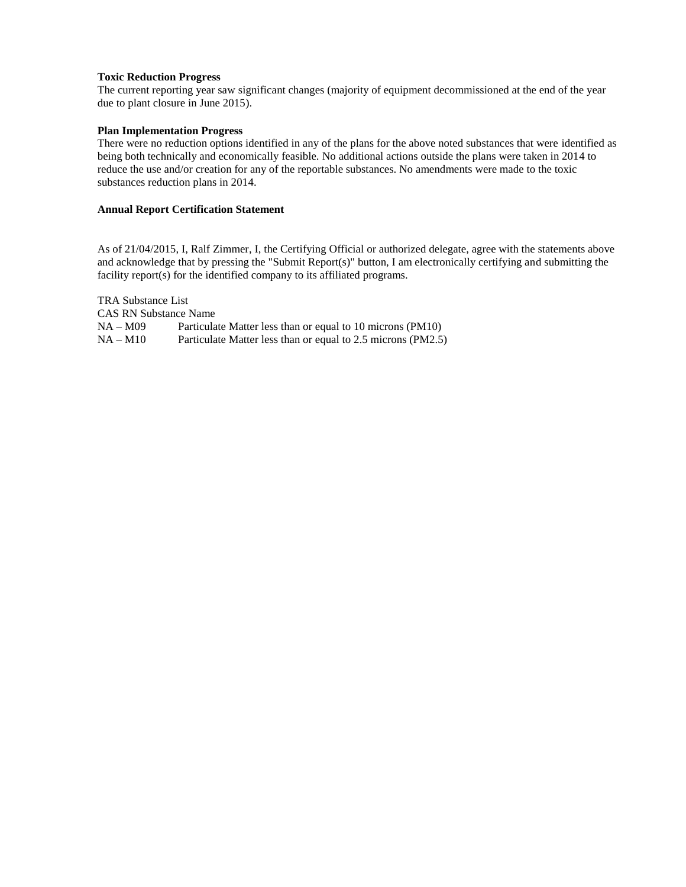**Toxic Reduction Progress**

The current reporting year saw significant changes (majority of equipment decommissioned at the end of the year due to plant closure in June 2015).

**Plan Implementation Progress**

There were no reduction options identified in any of the plans for the above noted substances that were identified as being both technically and economically feasible. No additional actions outside the plans were taken in 2014 to reduce the use and/or creation for any of the reportable substances. No amendments were made to the toxic substances reduction plans in 2014.

**Annual Report Certification Statement**

As of 21/04/2015, I, Ralf Zimmer, I, the Certifying Official or authorized delegate, agree with the statements above and acknowledge that by pressing the "Submit Report(s)" button, I am electronically certifying and submitting the facility report(s) for the identified company to its affiliated programs.

TRA Substance List

| CAS RN | Substance Name |
|---|---|
| NA – M09 | Particulate Matter less than or equal to 10 microns (PM10) |
| NA – M10 | Particulate Matter less than or equal to 2.5 microns (PM2.5) |